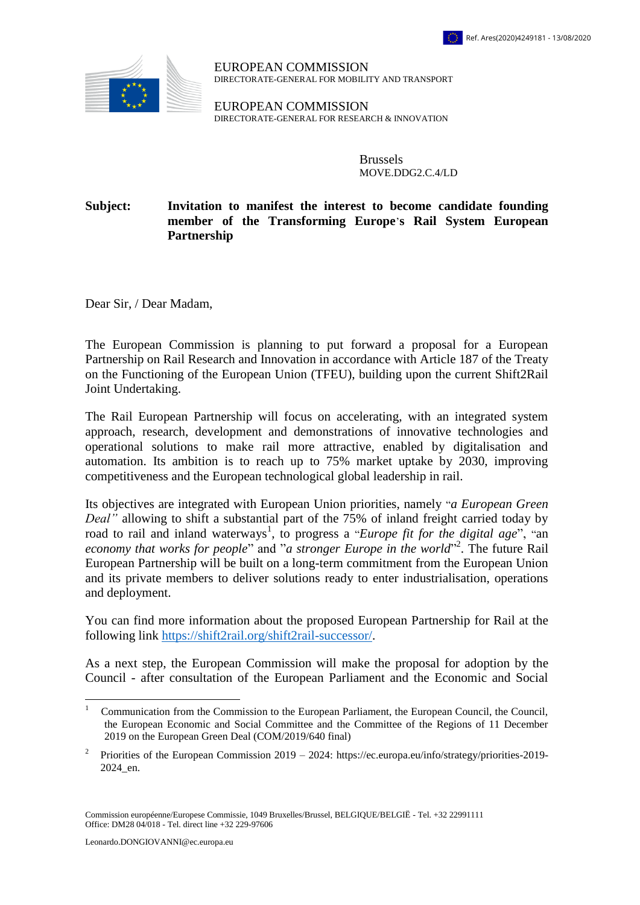Ref. Ares(2020)4249181 - 13/08/2020

EUROPEAN COMMISSION
DIRECTORATE-GENERAL FOR MOBILITY AND TRANSPORT

EUROPEAN COMMISSION
DIRECTORATE-GENERAL FOR RESEARCH & INNOVATION

Brussels
MOVE.DDG2.C.4/LD

**Subject: Invitation to manifest the interest to become candidate founding member of the Transforming Europe's Rail System European Partnership**

Dear Sir, / Dear Madam,

The European Commission is planning to put forward a proposal for a European Partnership on Rail Research and Innovation in accordance with Article 187 of the Treaty on the Functioning of the European Union (TFEU), building upon the current Shift2Rail Joint Undertaking.

The Rail European Partnership will focus on accelerating, with an integrated system approach, research, development and demonstrations of innovative technologies and operational solutions to make rail more attractive, enabled by digitalisation and automation. Its ambition is to reach up to 75% market uptake by 2030, improving competitiveness and the European technological global leadership in rail.

Its objectives are integrated with European Union priorities, namely "*a European Green Deal"* allowing to shift a substantial part of the 75% of inland freight carried today by road to rail and inland waterways[1], to progress a "*Europe fit for the digital age*", "an *economy that works for people*" and "*a stronger Europe in the world*"[2]. The future Rail European Partnership will be built on a long-term commitment from the European Union and its private members to deliver solutions ready to enter industrialisation, operations and deployment.

You can find more information about the proposed European Partnership for Rail at the following link https://shift2rail.org/shift2rail-successor/.

As a next step, the European Commission will make the proposal for adoption by the Council - after consultation of the European Parliament and the Economic and Social

[1] Communication from the Commission to the European Parliament, the European Council, the Council, the European Economic and Social Committee and the Committee of the Regions of 11 December 2019 on the European Green Deal (COM/2019/640 final)

[2] Priorities of the European Commission 2019 – 2024: https://ec.europa.eu/info/strategy/priorities-2019-2024_en.

Commission européenne/Europese Commissie, 1049 Bruxelles/Brussel, BELGIQUE/BELGIË - Tel. +32 22991111
Office: DM28 04/018 - Tel. direct line +32 229-97606

Leonardo.DONGIOVANNI@ec.europa.eu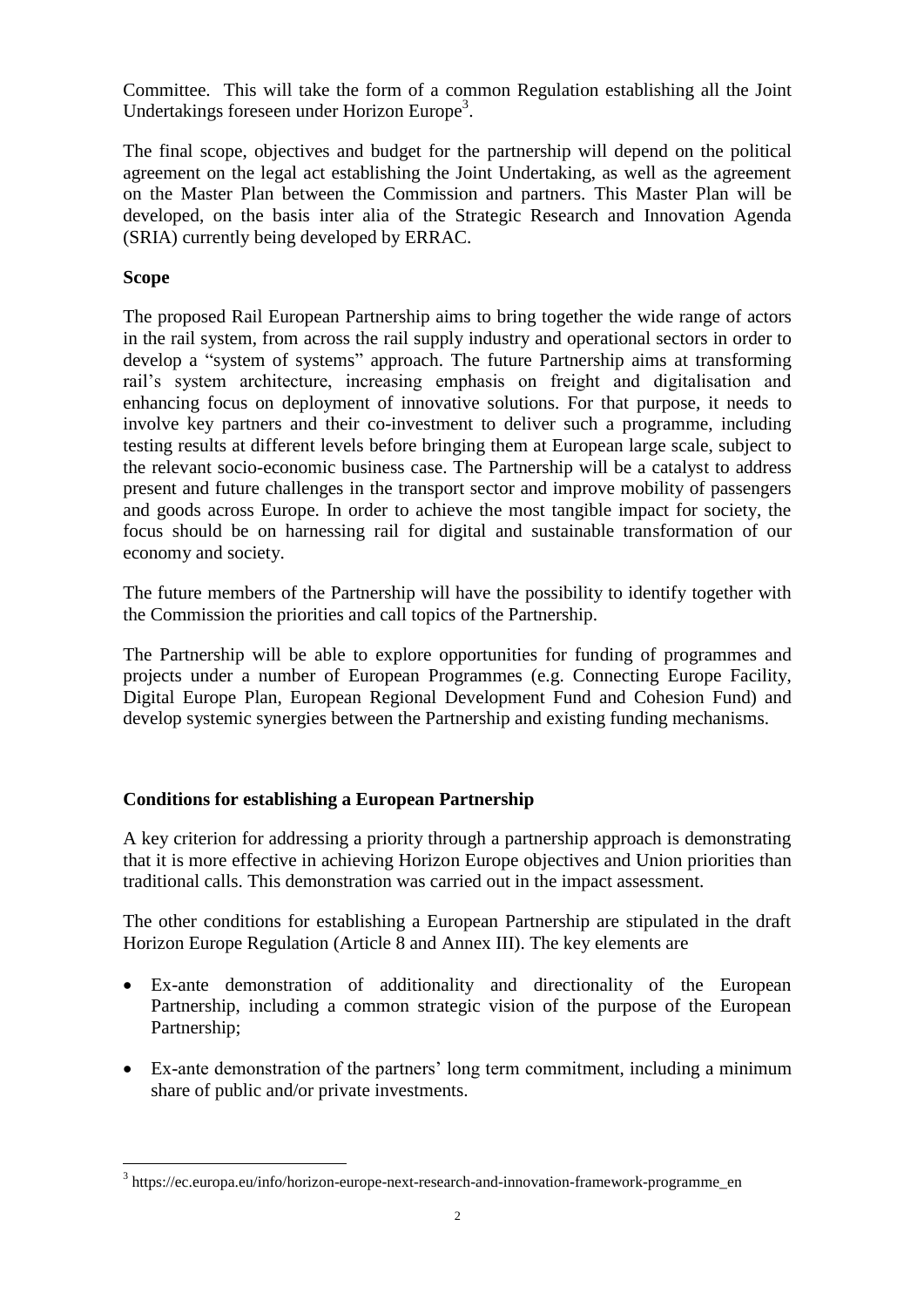Committee. This will take the form of a common Regulation establishing all the Joint Undertakings foreseen under Horizon Europe[3].

The final scope, objectives and budget for the partnership will depend on the political agreement on the legal act establishing the Joint Undertaking, as well as the agreement on the Master Plan between the Commission and partners. This Master Plan will be developed, on the basis inter alia of the Strategic Research and Innovation Agenda (SRIA) currently being developed by ERRAC.

**Scope**

The proposed Rail European Partnership aims to bring together the wide range of actors in the rail system, from across the rail supply industry and operational sectors in order to develop a "system of systems" approach. The future Partnership aims at transforming rail's system architecture, increasing emphasis on freight and digitalisation and enhancing focus on deployment of innovative solutions. For that purpose, it needs to involve key partners and their co-investment to deliver such a programme, including testing results at different levels before bringing them at European large scale, subject to the relevant socio-economic business case. The Partnership will be a catalyst to address present and future challenges in the transport sector and improve mobility of passengers and goods across Europe. In order to achieve the most tangible impact for society, the focus should be on harnessing rail for digital and sustainable transformation of our economy and society.

The future members of the Partnership will have the possibility to identify together with the Commission the priorities and call topics of the Partnership.

The Partnership will be able to explore opportunities for funding of programmes and projects under a number of European Programmes (e.g. Connecting Europe Facility, Digital Europe Plan, European Regional Development Fund and Cohesion Fund) and develop systemic synergies between the Partnership and existing funding mechanisms.

**Conditions for establishing a European Partnership**

A key criterion for addressing a priority through a partnership approach is demonstrating that it is more effective in achieving Horizon Europe objectives and Union priorities than traditional calls. This demonstration was carried out in the impact assessment.

The other conditions for establishing a European Partnership are stipulated in the draft Horizon Europe Regulation (Article 8 and Annex III). The key elements are

- Ex-ante demonstration of additionality and directionality of the European Partnership, including a common strategic vision of the purpose of the European Partnership;
- Ex-ante demonstration of the partners' long term commitment, including a minimum share of public and/or private investments.

[3] https://ec.europa.eu/info/horizon-europe-next-research-and-innovation-framework-programme_en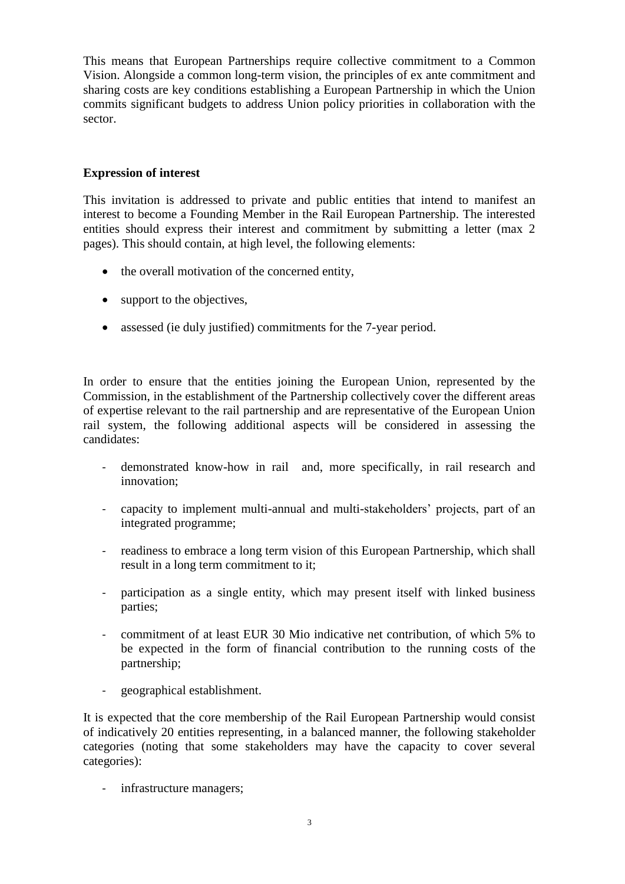This means that European Partnerships require collective commitment to a Common Vision. Alongside a common long-term vision, the principles of ex ante commitment and sharing costs are key conditions establishing a European Partnership in which the Union commits significant budgets to address Union policy priorities in collaboration with the sector.

**Expression of interest**

This invitation is addressed to private and public entities that intend to manifest an interest to become a Founding Member in the Rail European Partnership. The interested entities should express their interest and commitment by submitting a letter (max 2 pages). This should contain, at high level, the following elements:

- the overall motivation of the concerned entity,
- support to the objectives,
- assessed (ie duly justified) commitments for the 7-year period.

In order to ensure that the entities joining the European Union, represented by the Commission, in the establishment of the Partnership collectively cover the different areas of expertise relevant to the rail partnership and are representative of the European Union rail system, the following additional aspects will be considered in assessing the candidates:

- demonstrated know-how in rail and, more specifically, in rail research and innovation;
- capacity to implement multi-annual and multi-stakeholders' projects, part of an integrated programme;
- readiness to embrace a long term vision of this European Partnership, which shall result in a long term commitment to it;
- participation as a single entity, which may present itself with linked business parties;
- commitment of at least EUR 30 Mio indicative net contribution, of which 5% to be expected in the form of financial contribution to the running costs of the partnership;
- geographical establishment.

It is expected that the core membership of the Rail European Partnership would consist of indicatively 20 entities representing, in a balanced manner, the following stakeholder categories (noting that some stakeholders may have the capacity to cover several categories):

- infrastructure managers;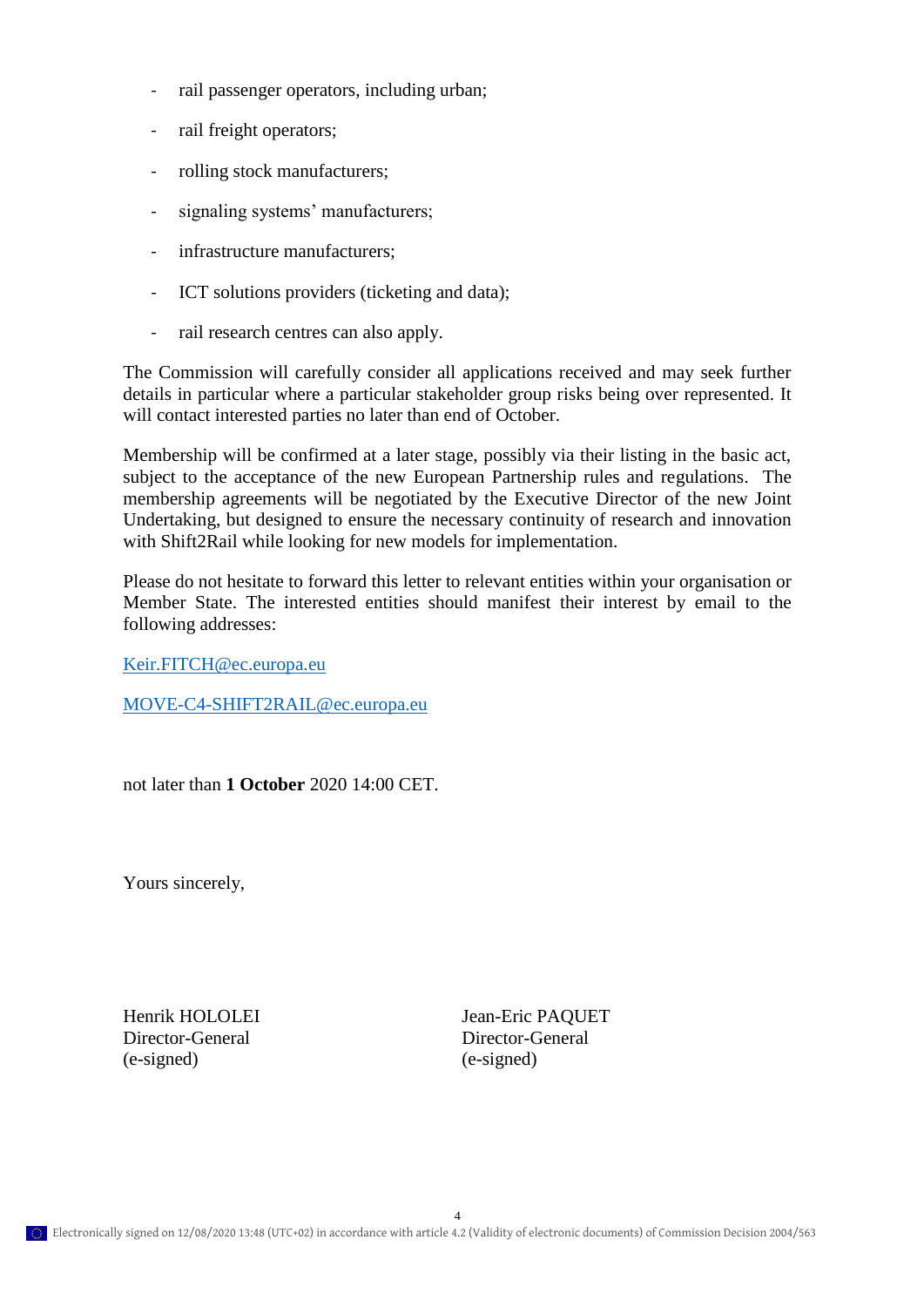- rail passenger operators, including urban;
- rail freight operators;
- rolling stock manufacturers;
- signaling systems' manufacturers;
- infrastructure manufacturers;
- ICT solutions providers (ticketing and data);
- rail research centres can also apply.

The Commission will carefully consider all applications received and may seek further details in particular where a particular stakeholder group risks being over represented. It will contact interested parties no later than end of October.

Membership will be confirmed at a later stage, possibly via their listing in the basic act, subject to the acceptance of the new European Partnership rules and regulations. The membership agreements will be negotiated by the Executive Director of the new Joint Undertaking, but designed to ensure the necessary continuity of research and innovation with Shift2Rail while looking for new models for implementation.

Please do not hesitate to forward this letter to relevant entities within your organisation or Member State. The interested entities should manifest their interest by email to the following addresses:

Keir.FITCH@ec.europa.eu

MOVE-C4-SHIFT2RAIL@ec.europa.eu

not later than **1 October** 2020 14:00 CET.

Yours sincerely,

Henrik HOLOLEI
Director-General
(e-signed)

Jean-Eric PAQUET
Director-General
(e-signed)

Electronically signed on 12/08/2020 13:48 (UTC+02) in accordance with article 4.2 (Validity of electronic documents) of Commission Decision 2004/563